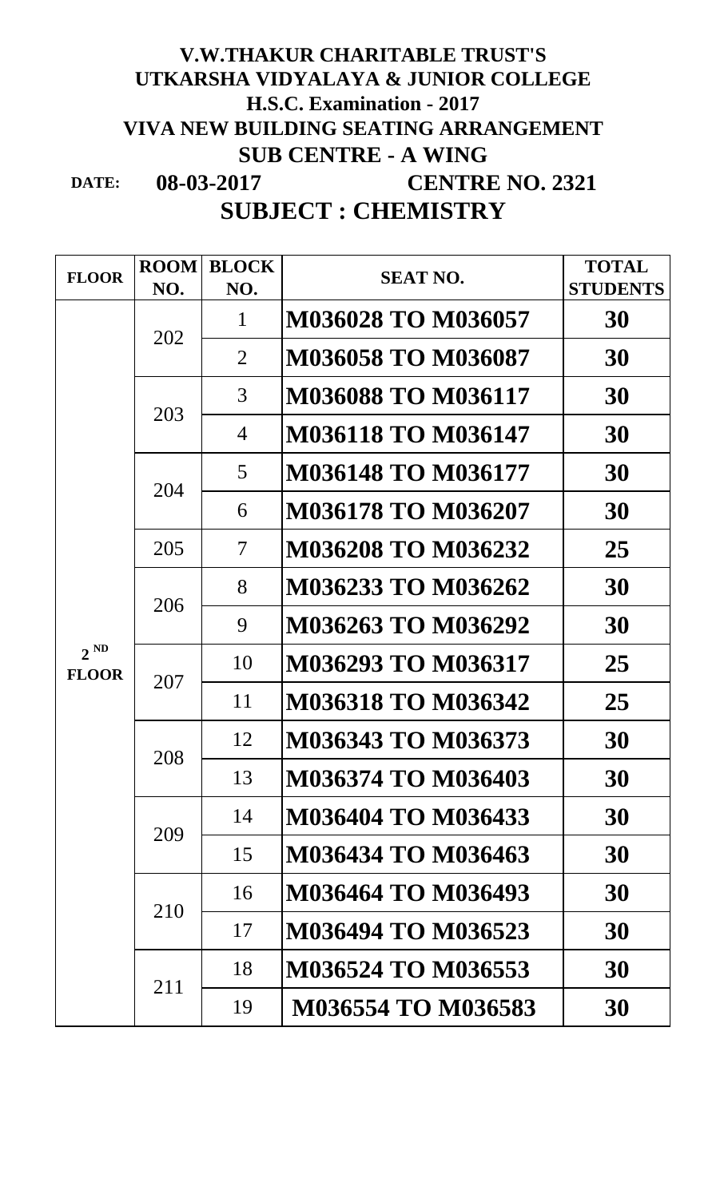# V.W.THAKUR CHARITABLE TRUST'S
# UTKARSHA VIDYALAYA & JUNIOR COLLEGE
## H.S.C. Examination - 2017
## VIVA NEW BUILDING SEATING ARRANGEMENT
## SUB CENTRE - A WING

**DATE:** **08-03-2017** **CENTRE NO. 2321**

## SUBJECT : CHEMISTRY

| FLOOR | ROOM NO. | BLOCK NO. | SEAT NO. | TOTAL STUDENTS |
|---|---|---|---|---|
| 2 ND FLOOR | 202 | 1 | M036028 TO M036057 | 30 |
| | | 2 | M036058 TO M036087 | 30 |
| | 203 | 3 | M036088 TO M036117 | 30 |
| | | 4 | M036118 TO M036147 | 30 |
| | 204 | 5 | M036148 TO M036177 | 30 |
| | | 6 | M036178 TO M036207 | 30 |
| | 205 | 7 | M036208 TO M036232 | 25 |
| | 206 | 8 | M036233 TO M036262 | 30 |
| | | 9 | M036263 TO M036292 | 30 |
| | 207 | 10 | M036293 TO M036317 | 25 |
| | | 11 | M036318 TO M036342 | 25 |
| | 208 | 12 | M036343 TO M036373 | 30 |
| | | 13 | M036374 TO M036403 | 30 |
| | 209 | 14 | M036404 TO M036433 | 30 |
| | | 15 | M036434 TO M036463 | 30 |
| | 210 | 16 | M036464 TO M036493 | 30 |
| | | 17 | M036494 TO M036523 | 30 |
| | 211 | 18 | M036524 TO M036553 | 30 |
| | | 19 | M036554 TO M036583 | 30 |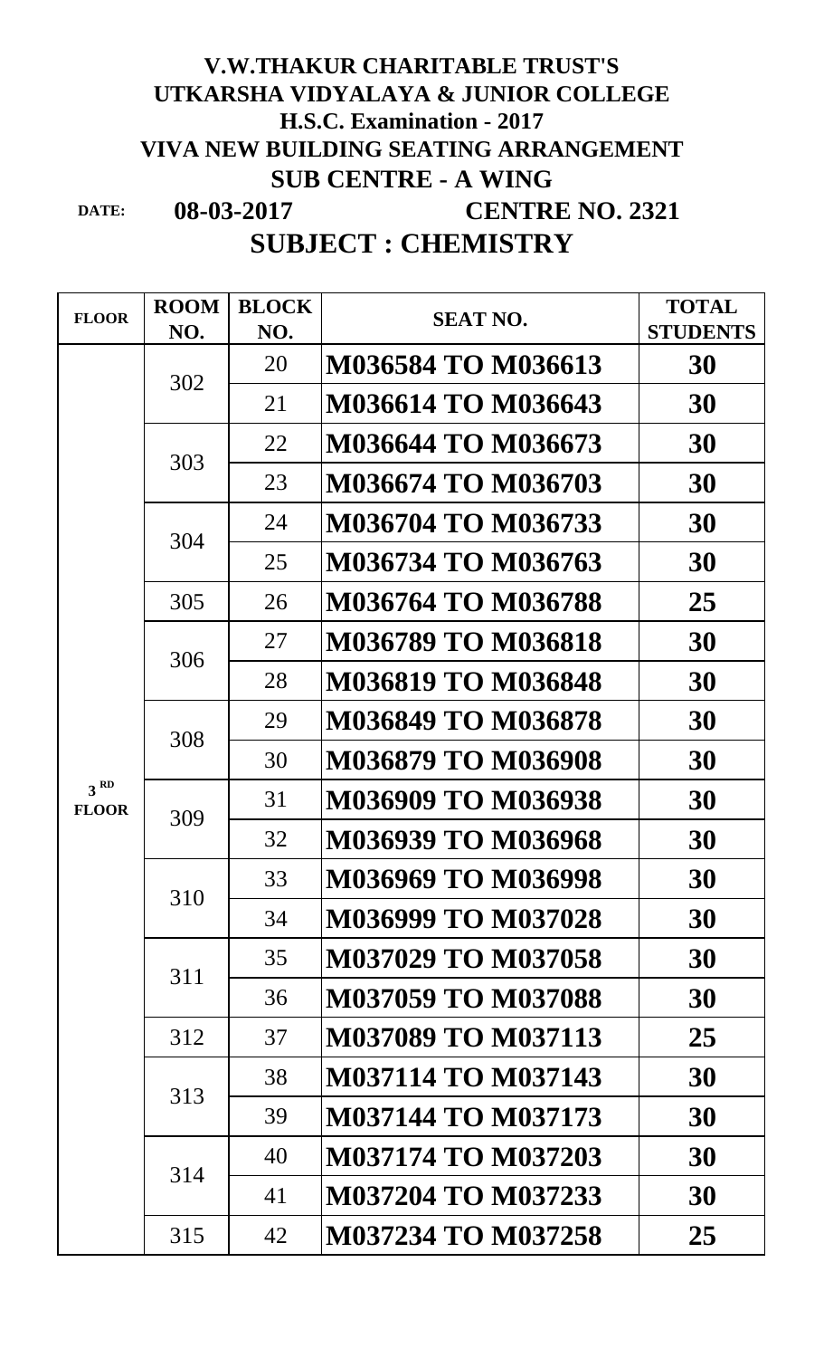# V.W.THAKUR CHARITABLE TRUST'S
# UTKARSHA VIDYALAYA & JUNIOR COLLEGE
## H.S.C. Examination - 2017
## VIVA NEW BUILDING SEATING ARRANGEMENT
## SUB CENTRE - A WING

**DATE:** **08-03-2017** **CENTRE NO. 2321**

## SUBJECT : CHEMISTRY

| FLOOR | ROOM NO. | BLOCK NO. | SEAT NO. | TOTAL STUDENTS |
|---|---|---|---|---|
| 3 RD FLOOR | 302 | 20 | **M036584 TO M036613** | **30** |
| | | 21 | **M036614 TO M036643** | **30** |
| | 303 | 22 | **M036644 TO M036673** | **30** |
| | | 23 | **M036674 TO M036703** | **30** |
| | 304 | 24 | **M036704 TO M036733** | **30** |
| | | 25 | **M036734 TO M036763** | **30** |
| | 305 | 26 | **M036764 TO M036788** | **25** |
| | 306 | 27 | **M036789 TO M036818** | **30** |
| | | 28 | **M036819 TO M036848** | **30** |
| | 308 | 29 | **M036849 TO M036878** | **30** |
| | | 30 | **M036879 TO M036908** | **30** |
| | 309 | 31 | **M036909 TO M036938** | **30** |
| | | 32 | **M036939 TO M036968** | **30** |
| | 310 | 33 | **M036969 TO M036998** | **30** |
| | | 34 | **M036999 TO M037028** | **30** |
| | 311 | 35 | **M037029 TO M037058** | **30** |
| | | 36 | **M037059 TO M037088** | **30** |
| | 312 | 37 | **M037089 TO M037113** | **25** |
| | 313 | 38 | **M037114 TO M037143** | **30** |
| | | 39 | **M037144 TO M037173** | **30** |
| | 314 | 40 | **M037174 TO M037203** | **30** |
| | | 41 | **M037204 TO M037233** | **30** |
| | 315 | 42 | **M037234 TO M037258** | **25** |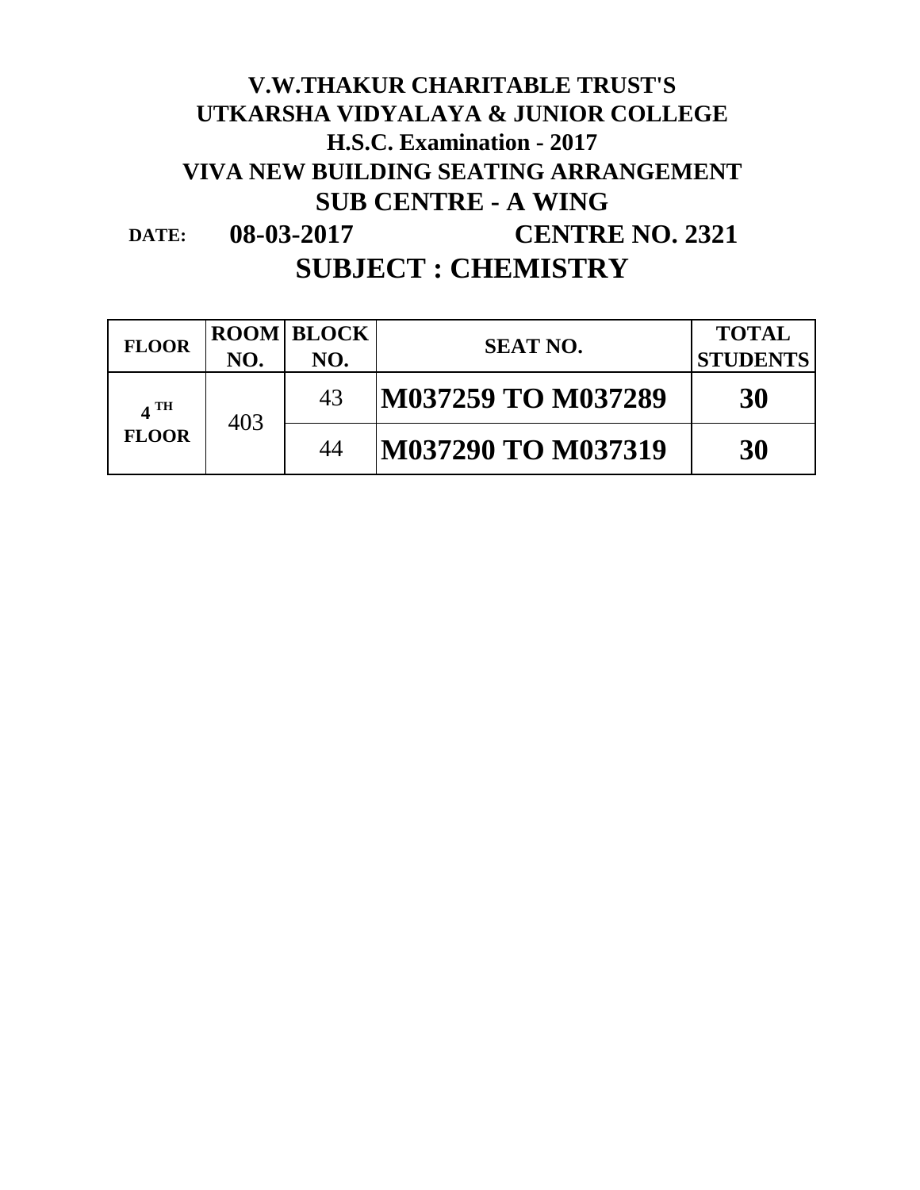# V.W.THAKUR CHARITABLE TRUST'S
# UTKARSHA VIDYALAYA & JUNIOR COLLEGE
## H.S.C. Examination - 2017
## VIVA NEW BUILDING SEATING ARRANGEMENT
## SUB CENTRE - A WING

**DATE:** **08-03-2017** **CENTRE NO. 2321**

## SUBJECT : CHEMISTRY

| FLOOR | ROOM NO. | BLOCK NO. | SEAT NO. | TOTAL STUDENTS |
|---|---|---|---|---|
| 4 TH FLOOR | 403 | 43 | **M037259 TO M037289** | **30** |
| | | 44 | **M037290 TO M037319** | **30** |